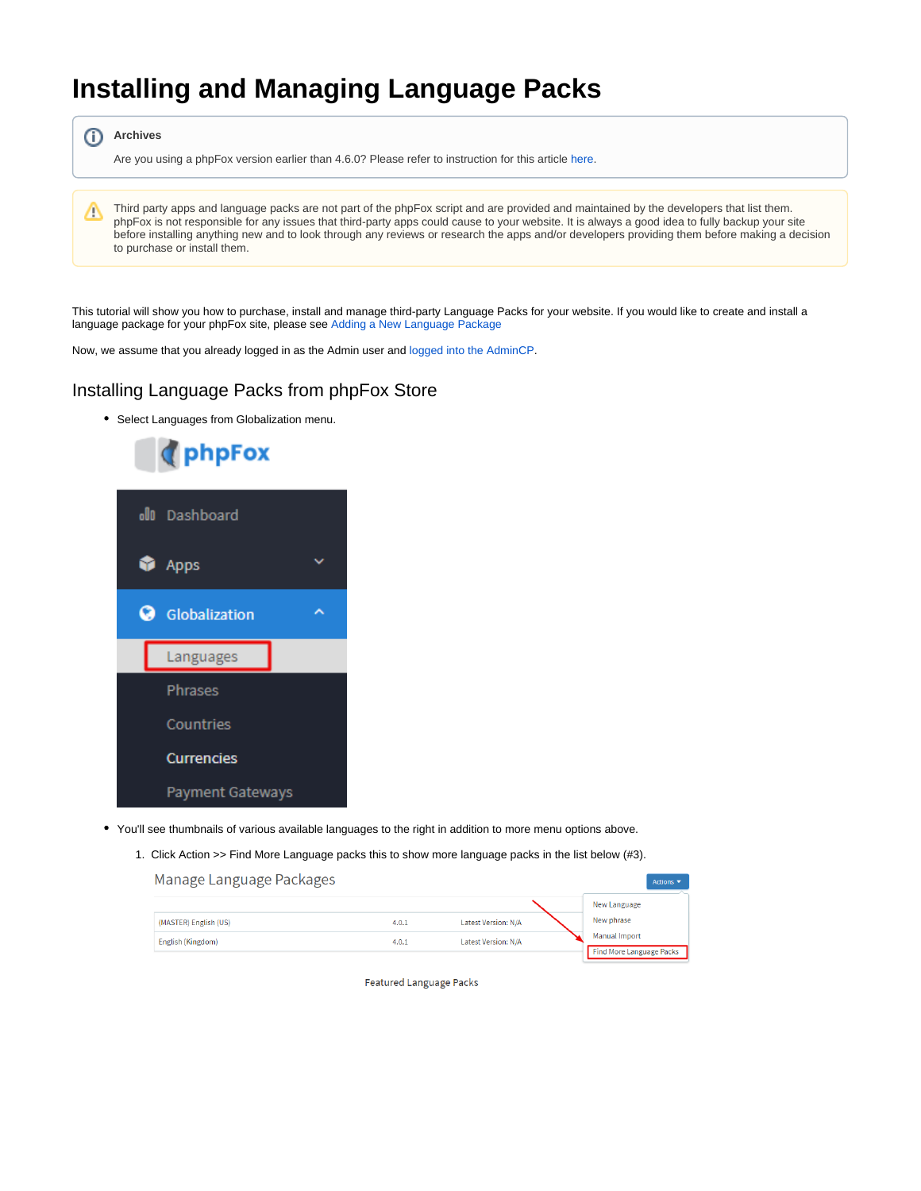# Installing and Managing Language Packs

**Archives**

Are you using a phpFox version earlier than 4.6.0? Please refer to instruction for this article here.

Third party apps and language packs are not part of the phpFox script and are provided and maintained by the developers that list them. phpFox is not responsible for any issues that third-party apps could cause to your website. It is always a good idea to fully backup your site before installing anything new and to look through any reviews or research the apps and/or developers providing them before making a decision to purchase or install them.

This tutorial will show you how to purchase, install and manage third-party Language Packs for your website. If you would like to create and install a language package for your phpFox site, please see Adding a New Language Package

Now, we assume that you already logged in as the Admin user and logged into the AdminCP.

## Installing Language Packs from phpFox Store

- Select Languages from Globalization menu.
- You'll see thumbnails of various available languages to the right in addition to more menu options above.

1. Click Action >> Find More Language packs this to show more language packs in the list below (#3).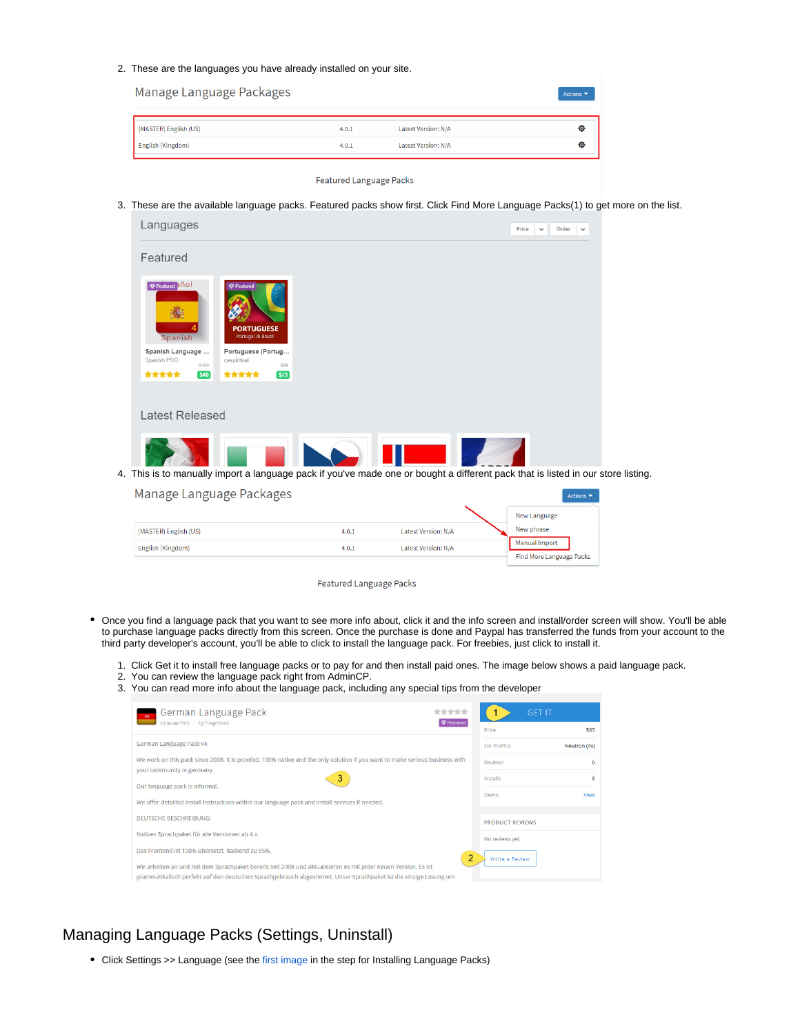2. These are the languages you have already installed on your site.

3. These are the available language packs. Featured packs show first. Click Find More Language Packs(1) to get more on the list.

4. This is to manually import a language pack if you've made one or bought a different pack that is listed in our store listing.

- Once you find a language pack that you want to see more info about, click it and the info screen and install/order screen will show. You'll be able to purchase language packs directly from this screen. Once the purchase is done and Paypal has transferred the funds from your account to the third party developer's account, you'll be able to click to install the language pack. For freebies, just click to install it.

1. Click Get it to install free language packs or to pay for and then install paid ones. The image below shows a paid language pack.
2. You can review the language pack right from AdminCP.
3. You can read more info about the language pack, including any special tips from the developer

## Managing Language Packs (Settings, Uninstall)

- Click Settings >> Language (see the first image in the step for Installing Language Packs)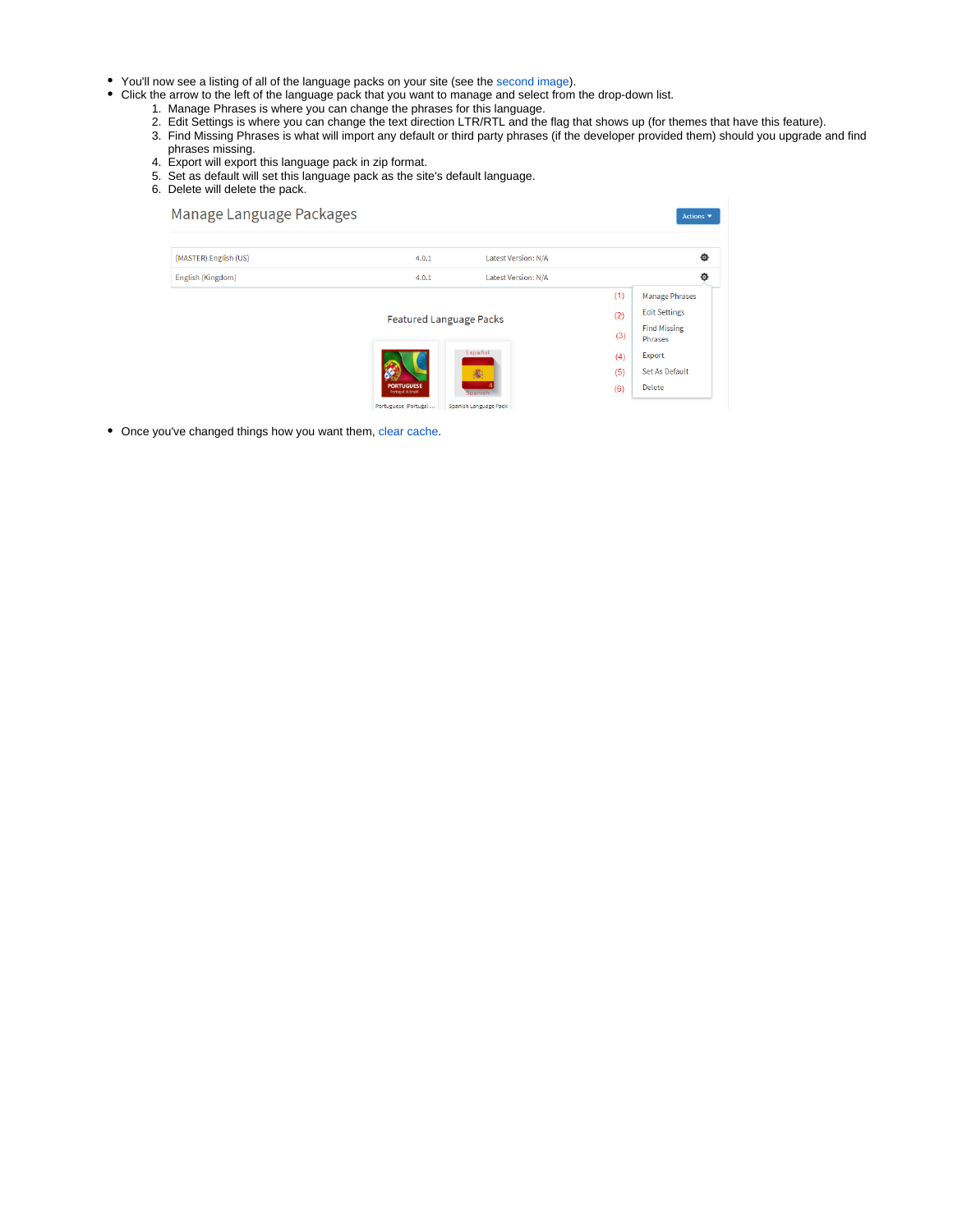- You'll now see a listing of all of the language packs on your site (see the second image).
- Click the arrow to the left of the language pack that you want to manage and select from the drop-down list.
    1. Manage Phrases is where you can change the phrases for this language.
    2. Edit Settings is where you can change the text direction LTR/RTL and the flag that shows up (for themes that have this feature).
    3. Find Missing Phrases is what will import any default or third party phrases (if the developer provided them) should you upgrade and find phrases missing.
    4. Export will export this language pack in zip format.
    5. Set as default will set this language pack as the site's default language.
    6. Delete will delete the pack.

Manage Language Packages

Actions

(MASTER) English (US) 4.0.1 Latest Version: N/A

English (Kingdom) 4.0.1 Latest Version: N/A

(1) Manage Phrases
(2) Edit Settings
(3) Find Missing Phrases
(4) Export
(5) Set As Default
(6) Delete

Featured Language Packs

Portuguese (Portugal) ...

Spanish Language Pack

- Once you've changed things how you want them, clear cache.